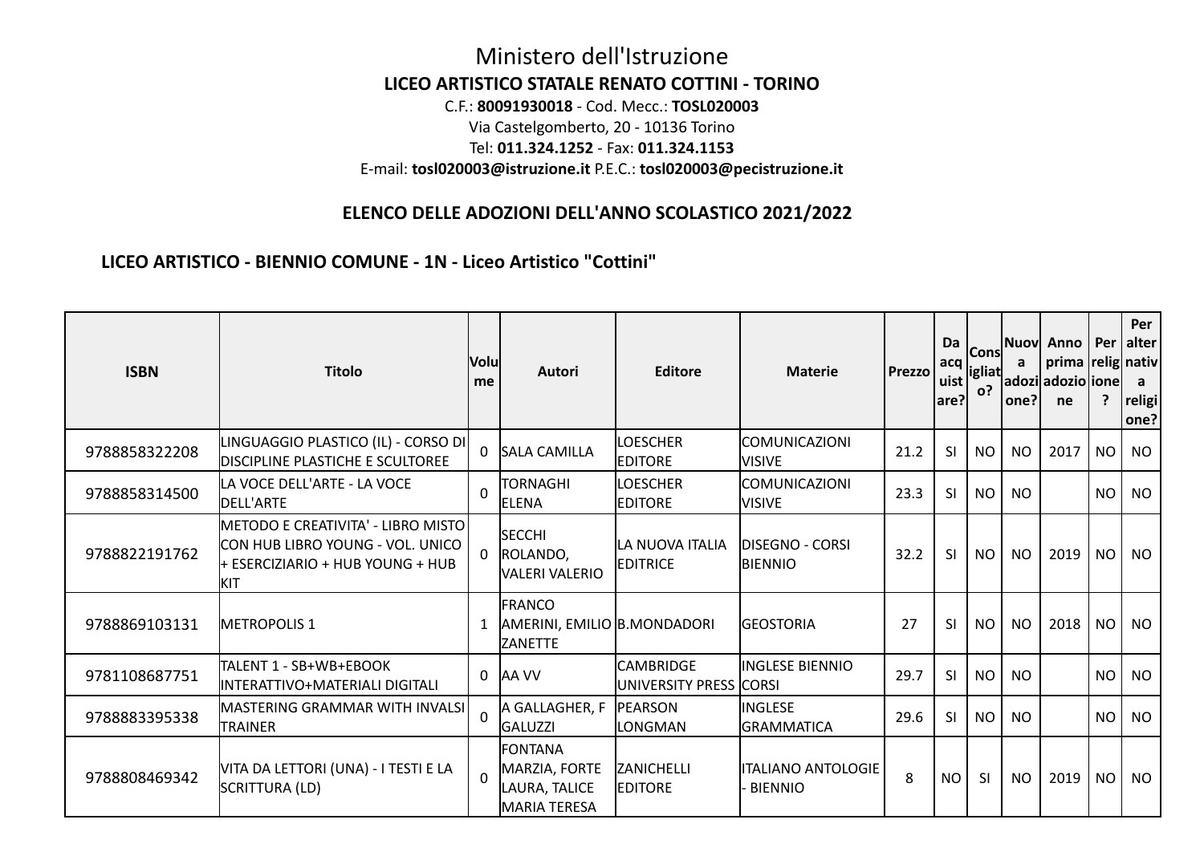# Ministero dell'Istruzione

## LICEO ARTISTICO STATALE RENATO COTTINI - TORINO

C.F.: **80091930018** - Cod. Mecc.: **TOSL020003**
Via Castelgomberto, 20 - 10136 Torino
Tel: **011.324.1252** - Fax: **011.324.1153**
E-mail: **tosl020003@istruzione.it** P.E.C.: **tosl020003@pecistruzione.it**

### ELENCO DELLE ADOZIONI DELL'ANNO SCOLASTICO 2021/2022

#### LICEO ARTISTICO - BIENNIO COMUNE - 1N - Liceo Artistico "Cottini"

| ISBN | Titolo | Volume | Autori | Editore | Materie | Prezzo | Da acquistare? | Consigliato? | Nuova adozione? | Anno prima adozione | Per religione? | Per alternativa religione? |
|---|---|---|---|---|---|---|---|---|---|---|---|---|
| 9788858322208 | LINGUAGGIO PLASTICO (IL) - CORSO DI DISCIPLINE PLASTICHE E SCULTOREE | 0 | SALA CAMILLA | LOESCHER EDITORE | COMUNICAZIONI VISIVE | 21.2 | SI | NO | NO | 2017 | NO | NO |
| 9788858314500 | LA VOCE DELL'ARTE - LA VOCE DELL'ARTE | 0 | TORNAGHI ELENA | LOESCHER EDITORE | COMUNICAZIONI VISIVE | 23.3 | SI | NO | NO | | NO | NO |
| 9788822191762 | METODO E CREATIVITA' - LIBRO MISTO CON HUB LIBRO YOUNG - VOL. UNICO + ESERCIZIARIO + HUB YOUNG + HUB KIT | 0 | SECCHI ROLANDO, VALERI VALERIO | LA NUOVA ITALIA EDITRICE | DISEGNO - CORSI BIENNIO | 32.2 | SI | NO | NO | 2019 | NO | NO |
| 9788869103131 | METROPOLIS 1 | 1 | FRANCO AMERINI, EMILIO ZANETTE | B.MONDADORI | GEOSTORIA | 27 | SI | NO | NO | 2018 | NO | NO |
| 9781108687751 | TALENT 1 - SB+WB+EBOOK INTERATTIVO+MATERIALI DIGITALI | 0 | AA VV | CAMBRIDGE UNIVERSITY PRESS | INGLESE BIENNIO CORSI | 29.7 | SI | NO | NO | | NO | NO |
| 9788883395338 | MASTERING GRAMMAR WITH INVALSI TRAINER | 0 | A GALLAGHER, F GALUZZI | PEARSON LONGMAN | INGLESE GRAMMATICA | 29.6 | SI | NO | NO | | NO | NO |
| 9788808469342 | VITA DA LETTORI (UNA) - I TESTI E LA SCRITTURA (LD) | 0 | FONTANA MARZIA, FORTE LAURA, TALICE MARIA TERESA | ZANICHELLI EDITORE | ITALIANO ANTOLOGIE - BIENNIO | 8 | NO | SI | NO | 2019 | NO | NO |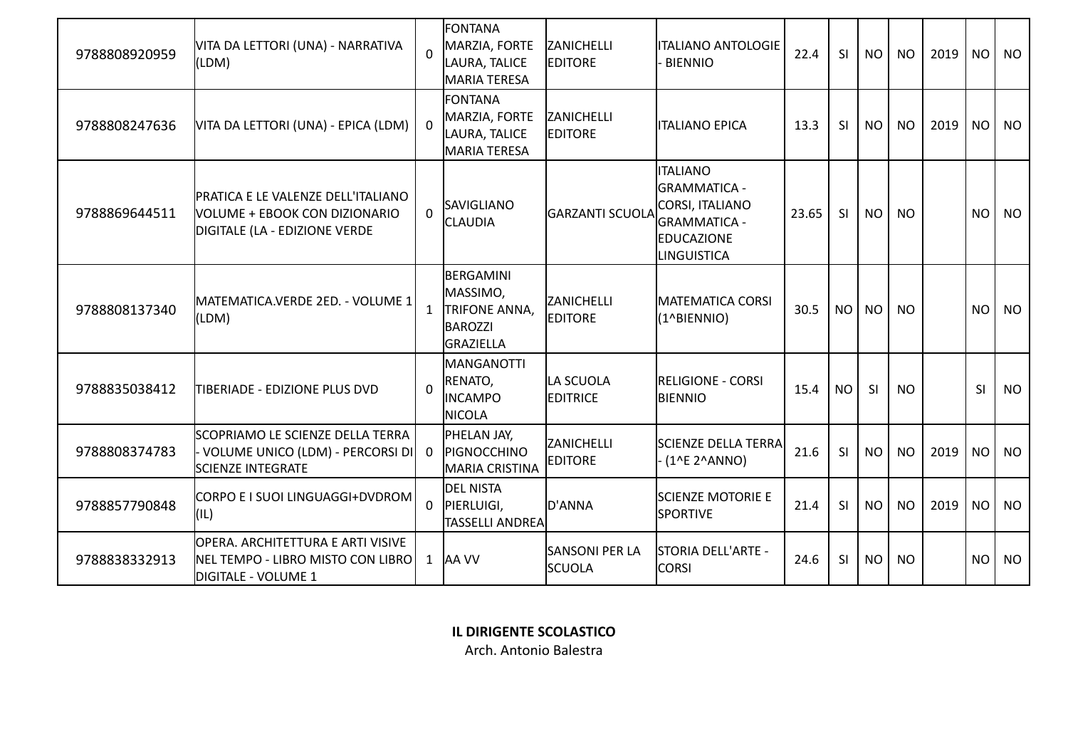| | | | | | | | | | | | | |
|---|---|---|---|---|---|---|---|---|---|---|---|---|
| 9788808920959 | VITA DA LETTORI (UNA) - NARRATIVA (LDM) | 0 | FONTANA MARZIA, FORTE LAURA, TALICE MARIA TERESA | ZANICHELLI EDITORE | ITALIANO ANTOLOGIE - BIENNIO | 22.4 | SI | NO | NO | 2019 | NO | NO |
| 9788808247636 | VITA DA LETTORI (UNA) - EPICA (LDM) | 0 | FONTANA MARZIA, FORTE LAURA, TALICE MARIA TERESA | ZANICHELLI EDITORE | ITALIANO EPICA | 13.3 | SI | NO | NO | 2019 | NO | NO |
| 9788869644511 | PRATICA E LE VALENZE DELL'ITALIANO VOLUME + EBOOK CON DIZIONARIO DIGITALE (LA - EDIZIONE VERDE | 0 | SAVIGLIANO CLAUDIA | GARZANTI SCUOLA | ITALIANO GRAMMATICA - CORSI, ITALIANO GRAMMATICA - EDUCAZIONE LINGUISTICA | 23.65 | SI | NO | NO | | NO | NO |
| 9788808137340 | MATEMATICA.VERDE 2ED. - VOLUME 1 (LDM) | 1 | BERGAMINI MASSIMO, TRIFONE ANNA, BAROZZI GRAZIELLA | ZANICHELLI EDITORE | MATEMATICA CORSI (1^BIENNIO) | 30.5 | NO | NO | NO | | NO | NO |
| 9788835038412 | TIBERIADE - EDIZIONE PLUS DVD | 0 | MANGANOTTI RENATO, INCAMPO NICOLA | LA SCUOLA EDITRICE | RELIGIONE - CORSI BIENNIO | 15.4 | NO | SI | NO | | SI | NO |
| 9788808374783 | SCOPRIAMO LE SCIENZE DELLA TERRA - VOLUME UNICO (LDM) - PERCORSI DI SCIENZE INTEGRATE | 0 | PHELAN JAY, PIGNOCCHINO MARIA CRISTINA | ZANICHELLI EDITORE | SCIENZE DELLA TERRA - (1^E 2^ANNO) | 21.6 | SI | NO | NO | 2019 | NO | NO |
| 9788857790848 | CORPO E I SUOI LINGUAGGI+DVDROM (IL) | 0 | DEL NISTA PIERLUIGI, TASSELLI ANDREA | D'ANNA | SCIENZE MOTORIE E SPORTIVE | 21.4 | SI | NO | NO | 2019 | NO | NO |
| 9788838332913 | OPERA. ARCHITETTURA E ARTI VISIVE NEL TEMPO - LIBRO MISTO CON LIBRO DIGITALE - VOLUME 1 | 1 | AA VV | SANSONI PER LA SCUOLA | STORIA DELL'ARTE - CORSI | 24.6 | SI | NO | NO | | NO | NO |

**IL DIRIGENTE SCOLASTICO**
Arch. Antonio Balestra